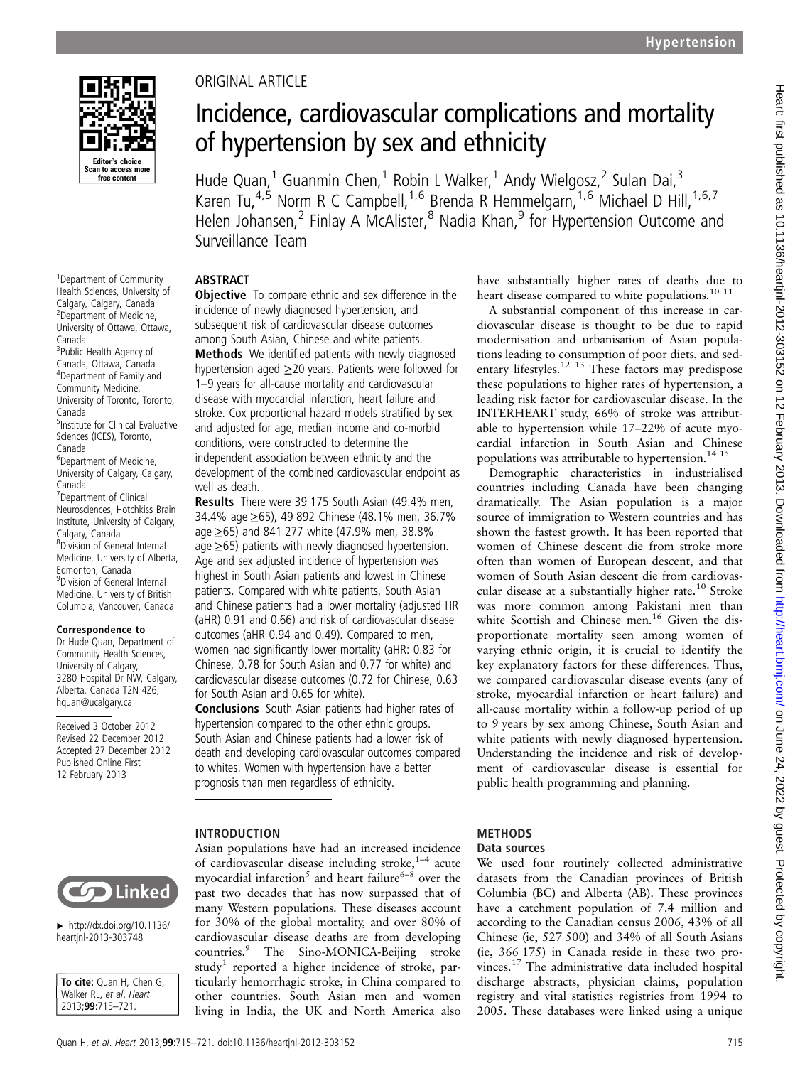ORIGINAL ARTICLE

# Incidence, cardiovascular complications and mortality of hypertension by sex and ethnicity

Hude Quan,[1] Guanmin Chen,[1] Robin L Walker,[1] Andy Wielgosz,[2] Sulan Dai,[3] Karen Tu,[4,5] Norm R C Campbell,[1,6] Brenda R Hemmelgarn,[1,6] Michael D Hill,[1,6,7] Helen Johansen,[2] Finlay A McAlister,[8] Nadia Khan,[9] for Hypertension Outcome and Surveillance Team

[1]Department of Community Health Sciences, University of Calgary, Calgary, Canada
[2]Department of Medicine, University of Ottawa, Ottawa, Canada
[3]Public Health Agency of Canada, Ottawa, Canada
[4]Department of Family and Community Medicine, University of Toronto, Toronto, Canada
[5]Institute for Clinical Evaluative Sciences (ICES), Toronto, Canada
[6]Department of Medicine, University of Calgary, Calgary, Canada
[7]Department of Clinical Neurosciences, Hotchkiss Brain Institute, University of Calgary, Calgary, Canada
[8]Division of General Internal Medicine, University of Alberta, Edmonton, Canada
[9]Division of General Internal Medicine, University of British Columbia, Vancouver, Canada

**Correspondence to**
Dr Hude Quan, Department of Community Health Sciences, University of Calgary, 3280 Hospital Dr NW, Calgary, Alberta, Canada T2N 4Z6; hquan@ucalgary.ca

Received 3 October 2012
Revised 22 December 2012
Accepted 27 December 2012
Published Online First 12 February 2013

▸ http://dx.doi.org/10.1136/heartjnl-2013-303748

**To cite:** Quan H, Chen G, Walker RL, et al. *Heart* 2013;**99**:715–721.

## ABSTRACT

**Objective** To compare ethnic and sex difference in the incidence of newly diagnosed hypertension, and subsequent risk of cardiovascular disease outcomes among South Asian, Chinese and white patients.

**Methods** We identified patients with newly diagnosed hypertension aged ≥20 years. Patients were followed for 1–9 years for all-cause mortality and cardiovascular disease with myocardial infarction, heart failure and stroke. Cox proportional hazard models stratified by sex and adjusted for age, median income and co-morbid conditions, were constructed to determine the independent association between ethnicity and the development of the combined cardiovascular endpoint as well as death.

**Results** There were 39 175 South Asian (49.4% men, 34.4% age ≥65), 49 892 Chinese (48.1% men, 36.7% age ≥65) and 841 277 white (47.9% men, 38.8% age ≥65) patients with newly diagnosed hypertension. Age and sex adjusted incidence of hypertension was highest in South Asian patients and lowest in Chinese patients. Compared with white patients, South Asian and Chinese patients had a lower mortality (adjusted HR (aHR) 0.91 and 0.66) and risk of cardiovascular disease outcomes (aHR 0.94 and 0.49). Compared to men, women had significantly lower mortality (aHR: 0.83 for Chinese, 0.78 for South Asian and 0.77 for white) and cardiovascular disease outcomes (0.72 for Chinese, 0.63 for South Asian and 0.65 for white).

**Conclusions** South Asian patients had higher rates of hypertension compared to the other ethnic groups. South Asian and Chinese patients had a lower risk of death and developing cardiovascular outcomes compared to whites. Women with hypertension have a better prognosis than men regardless of ethnicity.

## INTRODUCTION

Asian populations have had an increased incidence of cardiovascular disease including stroke,[1–4] acute myocardial infarction[5] and heart failure[6–8] over the past two decades that has now surpassed that of many Western populations. These diseases account for 30% of the global mortality, and over 80% of cardiovascular disease deaths are from developing countries.[9] The Sino-MONICA-Beijing stroke study[1] reported a higher incidence of stroke, particularly hemorrhagic stroke, in China compared to other countries. South Asian men and women living in India, the UK and North America also have substantially higher rates of deaths due to heart disease compared to white populations.[10 11]

A substantial component of this increase in cardiovascular disease is thought to be due to rapid modernisation and urbanisation of Asian populations leading to consumption of poor diets, and sedentary lifestyles.[12 13] These factors may predispose these populations to higher rates of hypertension, a leading risk factor for cardiovascular disease. In the INTERHEART study, 66% of stroke was attributable to hypertension while 17–22% of acute myocardial infarction in South Asian and Chinese populations was attributable to hypertension.[14 15]

Demographic characteristics in industrialised countries including Canada have been changing dramatically. The Asian population is a major source of immigration to Western countries and has shown the fastest growth. It has been reported that women of Chinese descent die from stroke more often than women of European descent, and that women of South Asian descent die from cardiovascular disease at a substantially higher rate.[10] Stroke was more common among Pakistani men than white Scottish and Chinese men.[16] Given the disproportionate mortality seen among women of varying ethnic origin, it is crucial to identify the key explanatory factors for these differences. Thus, we compared cardiovascular disease events (any of stroke, myocardial infarction or heart failure) and all-cause mortality within a follow-up period of up to 9 years by sex among Chinese, South Asian and white patients with newly diagnosed hypertension. Understanding the incidence and risk of development of cardiovascular disease is essential for public health programming and planning.

## METHODS

### Data sources

We used four routinely collected administrative datasets from the Canadian provinces of British Columbia (BC) and Alberta (AB). These provinces have a catchment population of 7.4 million and according to the Canadian census 2006, 43% of all Chinese (ie, 527 500) and 34% of all South Asians (ie, 366 175) in Canada reside in these two provinces.[17] The administrative data included hospital discharge abstracts, physician claims, population registry and vital statistics registries from 1994 to 2005. These databases were linked using a unique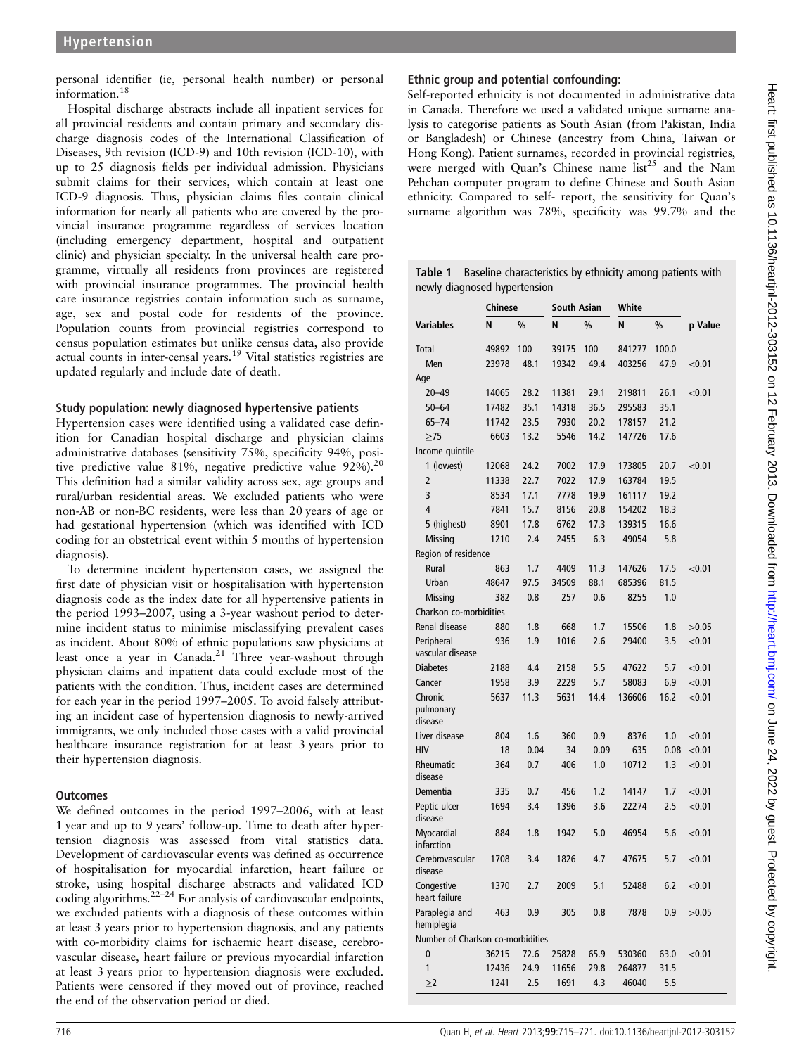personal identifier (ie, personal health number) or personal information.[18]

Hospital discharge abstracts include all inpatient services for all provincial residents and contain primary and secondary discharge diagnosis codes of the International Classification of Diseases, 9th revision (ICD-9) and 10th revision (ICD-10), with up to 25 diagnosis fields per individual admission. Physicians submit claims for their services, which contain at least one ICD-9 diagnosis. Thus, physician claims files contain clinical information for nearly all patients who are covered by the provincial insurance programme regardless of services location (including emergency department, hospital and outpatient clinic) and physician specialty. In the universal health care programme, virtually all residents from provinces are registered with provincial insurance programmes. The provincial health care insurance registries contain information such as surname, age, sex and postal code for residents of the province. Population counts from provincial registries correspond to census population estimates but unlike census data, also provide actual counts in inter-censal years.[19] Vital statistics registries are updated regularly and include date of death.

### Study population: newly diagnosed hypertensive patients

Hypertension cases were identified using a validated case definition for Canadian hospital discharge and physician claims administrative databases (sensitivity 75%, specificity 94%, positive predictive value 81%, negative predictive value 92%).[20] This definition had a similar validity across sex, age groups and rural/urban residential areas. We excluded patients who were non-AB or non-BC residents, were less than 20 years of age or had gestational hypertension (which was identified with ICD coding for an obstetrical event within 5 months of hypertension diagnosis).

To determine incident hypertension cases, we assigned the first date of physician visit or hospitalisation with hypertension diagnosis code as the index date for all hypertensive patients in the period 1993–2007, using a 3-year washout period to determine incident status to minimise misclassifying prevalent cases as incident. About 80% of ethnic populations saw physicians at least once a year in Canada.[21] Three year-washout through physician claims and inpatient data could exclude most of the patients with the condition. Thus, incident cases are determined for each year in the period 1997–2005. To avoid falsely attributing an incident case of hypertension diagnosis to newly-arrived immigrants, we only included those cases with a valid provincial healthcare insurance registration for at least 3 years prior to their hypertension diagnosis.

### Outcomes

We defined outcomes in the period 1997–2006, with at least 1 year and up to 9 years' follow-up. Time to death after hypertension diagnosis was assessed from vital statistics data. Development of cardiovascular events was defined as occurrence of hospitalisation for myocardial infarction, heart failure or stroke, using hospital discharge abstracts and validated ICD coding algorithms.[22–24] For analysis of cardiovascular endpoints, we excluded patients with a diagnosis of these outcomes within at least 3 years prior to hypertension diagnosis, and any patients with co-morbidity claims for ischaemic heart disease, cerebrovascular disease, heart failure or previous myocardial infarction at least 3 years prior to hypertension diagnosis were excluded. Patients were censored if they moved out of province, reached the end of the observation period or died.

### Ethnic group and potential confounding:

Self-reported ethnicity is not documented in administrative data in Canada. Therefore we used a validated unique surname analysis to categorise patients as South Asian (from Pakistan, India or Bangladesh) or Chinese (ancestry from China, Taiwan or Hong Kong). Patient surnames, recorded in provincial registries, were merged with Quan's Chinese name list[25] and the Nam Pehchan computer program to define Chinese and South Asian ethnicity. Compared to self- report, the sensitivity for Quan's surname algorithm was 78%, specificity was 99.7% and the

**Table 1** Baseline characteristics by ethnicity among patients with newly diagnosed hypertension

| | Chinese | | South Asian | | White | | |
|---|---|---|---|---|---|---|---|
| **Variables** | **N** | **%** | **N** | **%** | **N** | **%** | **p Value** |
| Total | 49892 | 100 | 39175 | 100 | 841277 | 100.0 | |
| Men | 23978 | 48.1 | 19342 | 49.4 | 403256 | 47.9 | <0.01 |
| Age | | | | | | | |
| 20–49 | 14065 | 28.2 | 11381 | 29.1 | 219811 | 26.1 | <0.01 |
| 50–64 | 17482 | 35.1 | 14318 | 36.5 | 295583 | 35.1 | |
| 65–74 | 11742 | 23.5 | 7930 | 20.2 | 178157 | 21.2 | |
| ≥75 | 6603 | 13.2 | 5546 | 14.2 | 147726 | 17.6 | |
| Income quintile | | | | | | | |
| 1 (lowest) | 12068 | 24.2 | 7002 | 17.9 | 173805 | 20.7 | <0.01 |
| 2 | 11338 | 22.7 | 7022 | 17.9 | 163784 | 19.5 | |
| 3 | 8534 | 17.1 | 7778 | 19.9 | 161117 | 19.2 | |
| 4 | 7841 | 15.7 | 8156 | 20.8 | 154202 | 18.3 | |
| 5 (highest) | 8901 | 17.8 | 6762 | 17.3 | 139315 | 16.6 | |
| Missing | 1210 | 2.4 | 2455 | 6.3 | 49054 | 5.8 | |
| Region of residence | | | | | | | |
| Rural | 863 | 1.7 | 4409 | 11.3 | 147626 | 17.5 | <0.01 |
| Urban | 48647 | 97.5 | 34509 | 88.1 | 685396 | 81.5 | |
| Missing | 382 | 0.8 | 257 | 0.6 | 8255 | 1.0 | |
| Charlson co-morbidities | | | | | | | |
| Renal disease | 880 | 1.8 | 668 | 1.7 | 15506 | 1.8 | >0.05 |
| Peripheral vascular disease | 936 | 1.9 | 1016 | 2.6 | 29400 | 3.5 | <0.01 |
| Diabetes | 2188 | 4.4 | 2158 | 5.5 | 47622 | 5.7 | <0.01 |
| Cancer | 1958 | 3.9 | 2229 | 5.7 | 58083 | 6.9 | <0.01 |
| Chronic pulmonary disease | 5637 | 11.3 | 5631 | 14.4 | 136606 | 16.2 | <0.01 |
| Liver disease | 804 | 1.6 | 360 | 0.9 | 8376 | 1.0 | <0.01 |
| HIV | 18 | 0.04 | 34 | 0.09 | 635 | 0.08 | <0.01 |
| Rheumatic disease | 364 | 0.7 | 406 | 1.0 | 10712 | 1.3 | <0.01 |
| Dementia | 335 | 0.7 | 456 | 1.2 | 14147 | 1.7 | <0.01 |
| Peptic ulcer disease | 1694 | 3.4 | 1396 | 3.6 | 22274 | 2.5 | <0.01 |
| Myocardial infarction | 884 | 1.8 | 1942 | 5.0 | 46954 | 5.6 | <0.01 |
| Cerebrovascular disease | 1708 | 3.4 | 1826 | 4.7 | 47675 | 5.7 | <0.01 |
| Congestive heart failure | 1370 | 2.7 | 2009 | 5.1 | 52488 | 6.2 | <0.01 |
| Paraplegia and hemiplegia | 463 | 0.9 | 305 | 0.8 | 7878 | 0.9 | >0.05 |
| Number of Charlson co-morbidities | | | | | | | |
| 0 | 36215 | 72.6 | 25828 | 65.9 | 530360 | 63.0 | <0.01 |
| 1 | 12436 | 24.9 | 11656 | 29.8 | 264877 | 31.5 | |
| ≥2 | 1241 | 2.5 | 1691 | 4.3 | 46040 | 5.5 | |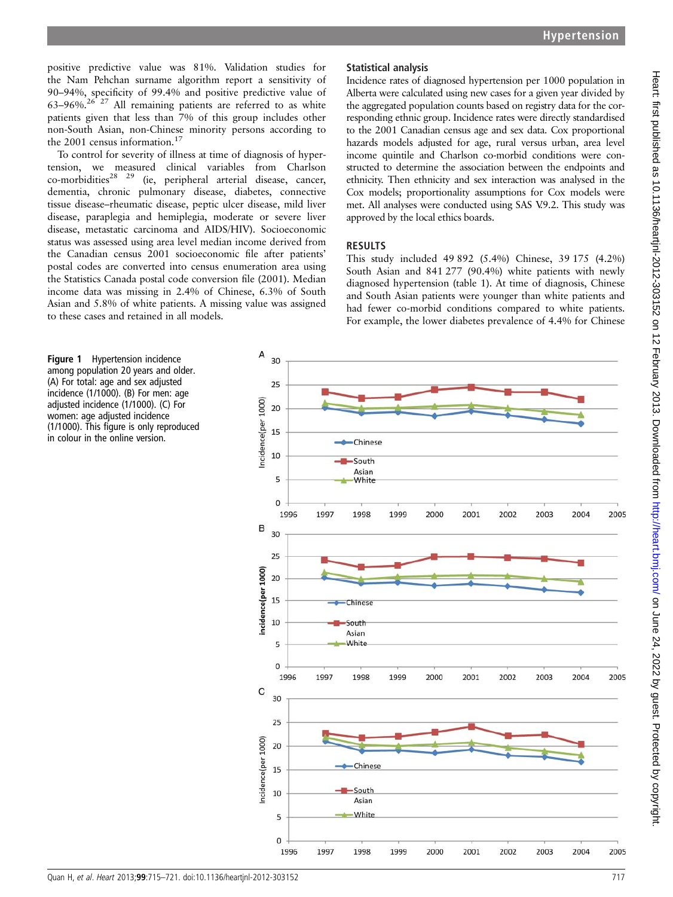positive predictive value was 81%. Validation studies for the Nam Pehchan surname algorithm report a sensitivity of 90–94%, specificity of 99.4% and positive predictive value of 63–96%.[26 27] All remaining patients are referred to as white patients given that less than 7% of this group includes other non-South Asian, non-Chinese minority persons according to the 2001 census information.[17]

To control for severity of illness at time of diagnosis of hypertension, we measured clinical variables from Charlson co-morbidities[28 29] (ie, peripheral arterial disease, cancer, dementia, chronic pulmonary disease, diabetes, connective tissue disease–rheumatic disease, peptic ulcer disease, mild liver disease, paraplegia and hemiplegia, moderate or severe liver disease, metastatic carcinoma and AIDS/HIV). Socioeconomic status was assessed using area level median income derived from the Canadian census 2001 socioeconomic file after patients' postal codes are converted into census enumeration area using the Statistics Canada postal code conversion file (2001). Median income data was missing in 2.4% of Chinese, 6.3% of South Asian and 5.8% of white patients. A missing value was assigned to these cases and retained in all models.

## Statistical analysis

Incidence rates of diagnosed hypertension per 1000 population in Alberta were calculated using new cases for a given year divided by the aggregated population counts based on registry data for the corresponding ethnic group. Incidence rates were directly standardised to the 2001 Canadian census age and sex data. Cox proportional hazards models adjusted for age, rural versus urban, area level income quintile and Charlson co-morbid conditions were constructed to determine the association between the endpoints and ethnicity. Then ethnicity and sex interaction was analysed in the Cox models; proportionality assumptions for Cox models were met. All analyses were conducted using SAS V.9.2. This study was approved by the local ethics boards.

## RESULTS

This study included 49 892 (5.4%) Chinese, 39 175 (4.2%) South Asian and 841 277 (90.4%) white patients with newly diagnosed hypertension (table 1). At time of diagnosis, Chinese and South Asian patients were younger than white patients and had fewer co-morbid conditions compared to white patients. For example, the lower diabetes prevalence of 4.4% for Chinese

**Figure 1** Hypertension incidence among population 20 years and older. (A) For total: age and sex adjusted incidence (1/1000). (B) For men: age adjusted incidence (1/1000). (C) For women: age adjusted incidence (1/1000). This figure is only reproduced in colour in the online version.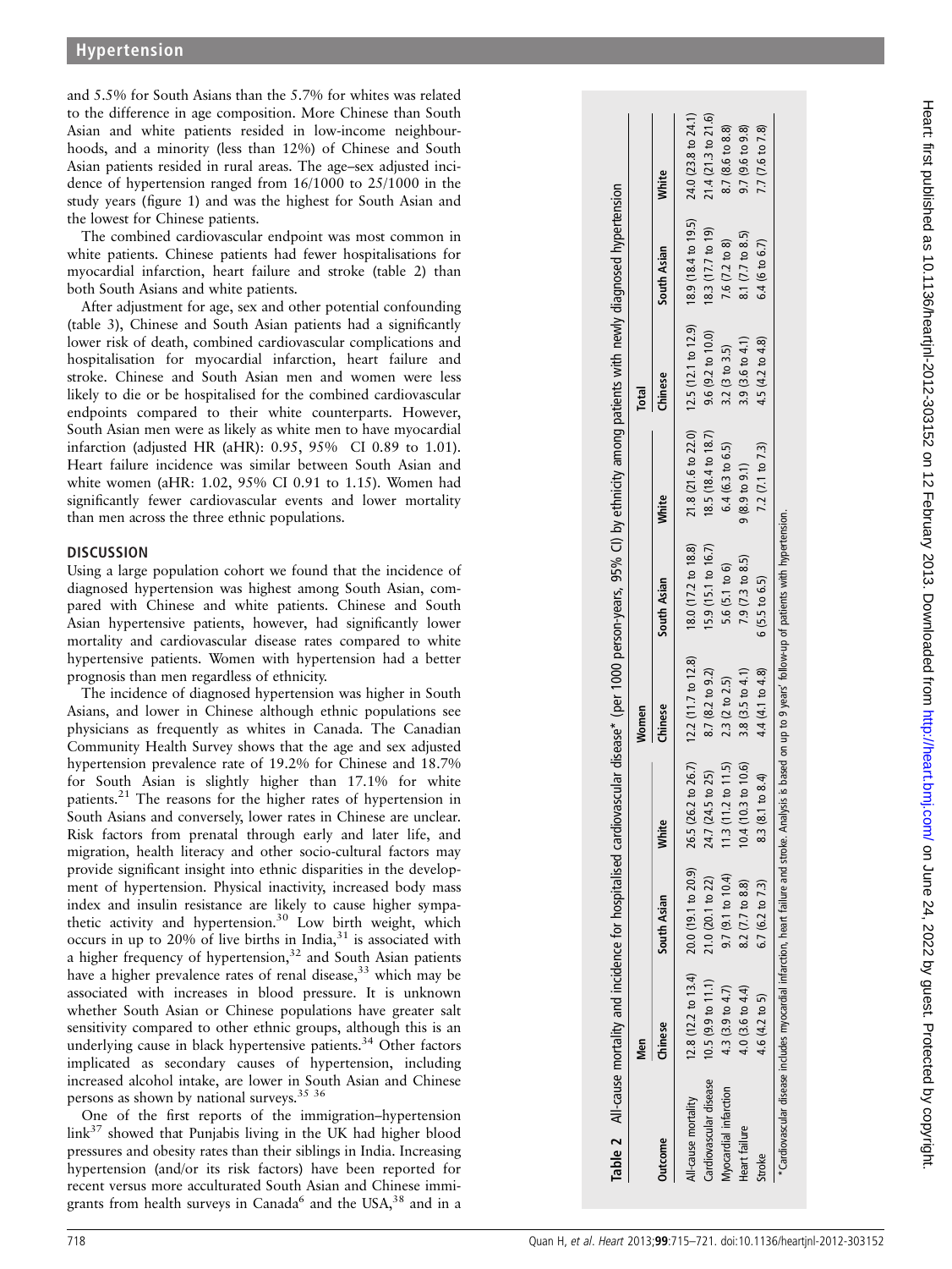and 5.5% for South Asians than the 5.7% for whites was related to the difference in age composition. More Chinese than South Asian and white patients resided in low-income neighbourhoods, and a minority (less than 12%) of Chinese and South Asian patients resided in rural areas. The age–sex adjusted incidence of hypertension ranged from 16/1000 to 25/1000 in the study years (figure 1) and was the highest for South Asian and the lowest for Chinese patients.

The combined cardiovascular endpoint was most common in white patients. Chinese patients had fewer hospitalisations for myocardial infarction, heart failure and stroke (table 2) than both South Asians and white patients.

After adjustment for age, sex and other potential confounding (table 3), Chinese and South Asian patients had a significantly lower risk of death, combined cardiovascular complications and hospitalisation for myocardial infarction, heart failure and stroke. Chinese and South Asian men and women were less likely to die or be hospitalised for the combined cardiovascular endpoints compared to their white counterparts. However, South Asian men were as likely as white men to have myocardial infarction (adjusted HR (aHR): 0.95, 95% CI 0.89 to 1.01). Heart failure incidence was similar between South Asian and white women (aHR: 1.02, 95% CI 0.91 to 1.15). Women had significantly fewer cardiovascular events and lower mortality than men across the three ethnic populations.

## DISCUSSION

Using a large population cohort we found that the incidence of diagnosed hypertension was highest among South Asian, compared with Chinese and white patients. Chinese and South Asian hypertensive patients, however, had significantly lower mortality and cardiovascular disease rates compared to white hypertensive patients. Women with hypertension had a better prognosis than men regardless of ethnicity.

The incidence of diagnosed hypertension was higher in South Asians, and lower in Chinese although ethnic populations see physicians as frequently as whites in Canada. The Canadian Community Health Survey shows that the age and sex adjusted hypertension prevalence rate of 19.2% for Chinese and 18.7% for South Asian is slightly higher than 17.1% for white patients.[21] The reasons for the higher rates of hypertension in South Asians and conversely, lower rates in Chinese are unclear. Risk factors from prenatal through early and later life, and migration, health literacy and other socio-cultural factors may provide significant insight into ethnic disparities in the development of hypertension. Physical inactivity, increased body mass index and insulin resistance are likely to cause higher sympathetic activity and hypertension.[30] Low birth weight, which occurs in up to 20% of live births in India,[31] is associated with a higher frequency of hypertension,[32] and South Asian patients have a higher prevalence rates of renal disease,[33] which may be associated with increases in blood pressure. It is unknown whether South Asian or Chinese populations have greater salt sensitivity compared to other ethnic groups, although this is an underlying cause in black hypertensive patients.[34] Other factors implicated as secondary causes of hypertension, including increased alcohol intake, are lower in South Asian and Chinese persons as shown by national surveys.[35 36]

One of the first reports of the immigration–hypertension link[37] showed that Punjabis living in the UK had higher blood pressures and obesity rates than their siblings in India. Increasing hypertension (and/or its risk factors) have been reported for recent versus more acculturated South Asian and Chinese immigrants from health surveys in Canada[6] and the USA,[38] and in a

**Table 2** All-cause mortality and incidence for hospitalised cardiovascular disease* (per 1000 person-years, 95% CI) by ethnicity among patients with newly diagnosed hypertension

| Outcome | Men | | | Women | | | Total | | |
|---|---|---|---|---|---|---|---|---|---|
| | Chinese | South Asian | White | Chinese | South Asian | White | Chinese | South Asian | White |
| All-cause mortality | 12.8 (12.2 to 13.4) | 20.0 (19.1 to 20.9) | 26.5 (26.2 to 26.7) | 12.2 (11.7 to 12.8) | 18.0 (17.2 to 18.8) | 21.8 (21.6 to 22.0) | 12.5 (12.1 to 12.9) | 18.9 (18.4 to 19.5) | 24.0 (23.8 to 24.1) |
| Cardiovascular disease | 10.5 (9.9 to 11.1) | 21.0 (20.1 to 22) | 24.7 (24.5 to 25) | 8.7 (8.2 to 9.2) | 15.9 (15.1 to 16.7) | 18.5 (18.4 to 18.7) | 9.6 (9.2 to 10.0) | 18.3 (17.7 to 19) | 21.4 (21.3 to 21.6) |
| Myocardial infarction | 4.3 (3.9 to 4.7) | 9.7 (9.1 to 10.4) | 11.3 (11.2 to 11.5) | 2.3 (2 to 2.5) | 5.6 (5.1 to 6) | 6.4 (6.3 to 6.5) | 3.2 (3 to 3.5) | 7.6 (7.2 to 8) | 8.7 (8.6 to 8.8) |
| Heart failure | 4.0 (3.6 to 4.4) | 8.2 (7.7 to 8.8) | 10.4 (10.3 to 10.6) | 3.8 (3.5 to 4.1) | 7.9 (7.3 to 8.5) | 9 (8.9 to 9.1) | 3.9 (3.6 to 4.1) | 8.1 (7.7 to 8.5) | 9.7 (9.6 to 9.8) |
| Stroke | 4.6 (4.2 to 5) | 6.7 (6.2 to 7.3) | 8.3 (8.1 to 8.4) | 4.4 (4.1 to 4.8) | 6 (5.5 to 6.5) | 7.2 (7.1 to 7.3) | 4.5 (4.2 to 4.8) | 6.4 (6 to 6.7) | 7.7 (7.6 to 7.8) |

*Cardiovascular disease includes myocardial infarction, heart failure and stroke. Analysis is based on up to 9 years' follow-up of patients with hypertension.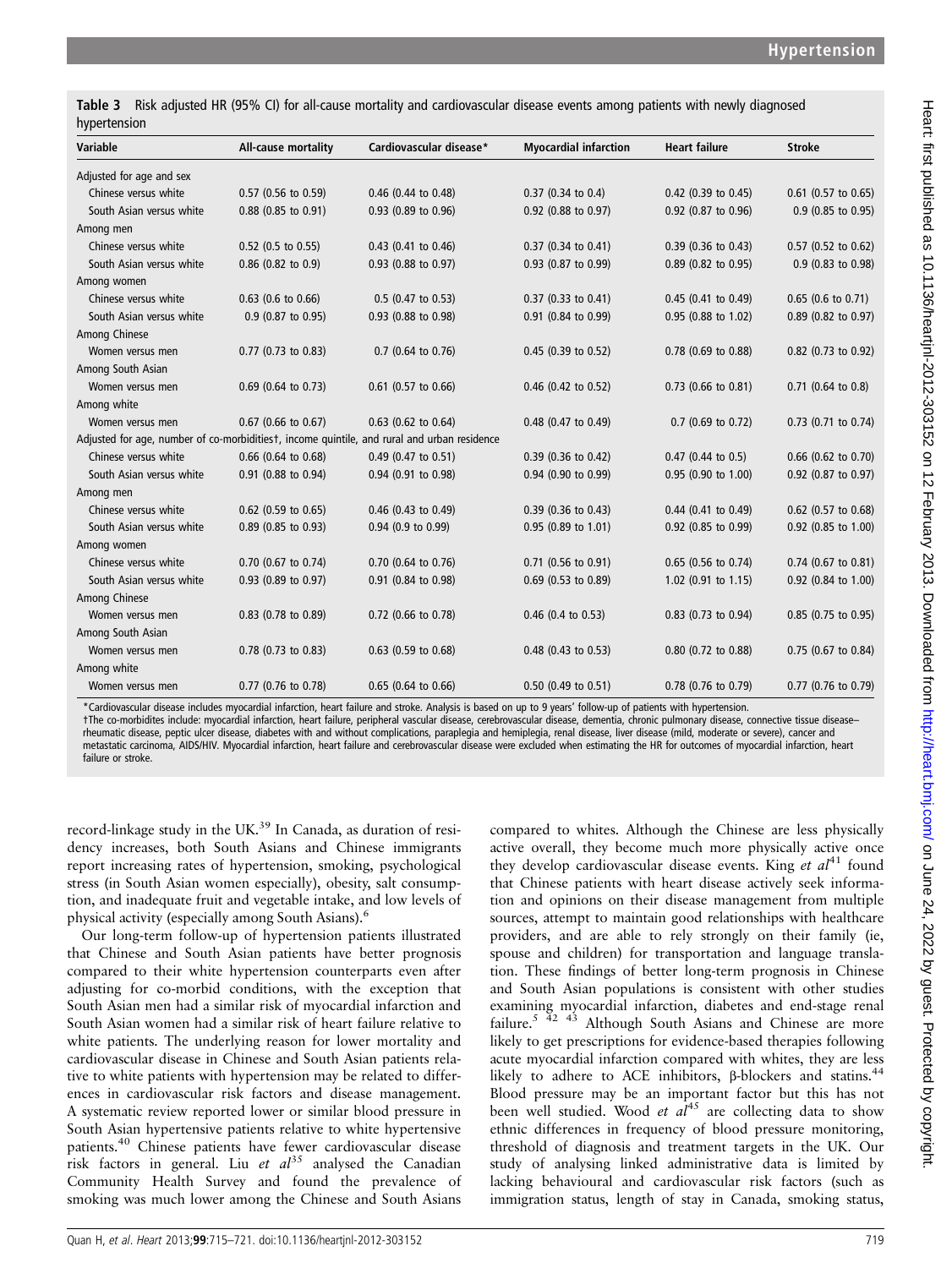**Table 3** Risk adjusted HR (95% CI) for all-cause mortality and cardiovascular disease events among patients with newly diagnosed hypertension

| Variable | All-cause mortality | Cardiovascular disease* | Myocardial infarction | Heart failure | Stroke |
|---|---|---|---|---|---|
| Adjusted for age and sex | | | | | |
| Chinese versus white | 0.57 (0.56 to 0.59) | 0.46 (0.44 to 0.48) | 0.37 (0.34 to 0.4) | 0.42 (0.39 to 0.45) | 0.61 (0.57 to 0.65) |
| South Asian versus white | 0.88 (0.85 to 0.91) | 0.93 (0.89 to 0.96) | 0.92 (0.88 to 0.97) | 0.92 (0.87 to 0.96) | 0.9 (0.85 to 0.95) |
| Among men | | | | | |
| Chinese versus white | 0.52 (0.5 to 0.55) | 0.43 (0.41 to 0.46) | 0.37 (0.34 to 0.41) | 0.39 (0.36 to 0.43) | 0.57 (0.52 to 0.62) |
| South Asian versus white | 0.86 (0.82 to 0.9) | 0.93 (0.88 to 0.97) | 0.93 (0.87 to 0.99) | 0.89 (0.82 to 0.95) | 0.9 (0.83 to 0.98) |
| Among women | | | | | |
| Chinese versus white | 0.63 (0.6 to 0.66) | 0.5 (0.47 to 0.53) | 0.37 (0.33 to 0.41) | 0.45 (0.41 to 0.49) | 0.65 (0.6 to 0.71) |
| South Asian versus white | 0.9 (0.87 to 0.95) | 0.93 (0.88 to 0.98) | 0.91 (0.84 to 0.99) | 0.95 (0.88 to 1.02) | 0.89 (0.82 to 0.97) |
| Among Chinese | | | | | |
| Women versus men | 0.77 (0.73 to 0.83) | 0.7 (0.64 to 0.76) | 0.45 (0.39 to 0.52) | 0.78 (0.69 to 0.88) | 0.82 (0.73 to 0.92) |
| Among South Asian | | | | | |
| Women versus men | 0.69 (0.64 to 0.73) | 0.61 (0.57 to 0.66) | 0.46 (0.42 to 0.52) | 0.73 (0.66 to 0.81) | 0.71 (0.64 to 0.8) |
| Among white | | | | | |
| Women versus men | 0.67 (0.66 to 0.67) | 0.63 (0.62 to 0.64) | 0.48 (0.47 to 0.49) | 0.7 (0.69 to 0.72) | 0.73 (0.71 to 0.74) |
| Adjusted for age, number of co-morbidities†, income quintile, and rural and urban residence | | | | | |
| Chinese versus white | 0.66 (0.64 to 0.68) | 0.49 (0.47 to 0.51) | 0.39 (0.36 to 0.42) | 0.47 (0.44 to 0.5) | 0.66 (0.62 to 0.70) |
| South Asian versus white | 0.91 (0.88 to 0.94) | 0.94 (0.91 to 0.98) | 0.94 (0.90 to 0.99) | 0.95 (0.90 to 1.00) | 0.92 (0.87 to 0.97) |
| Among men | | | | | |
| Chinese versus white | 0.62 (0.59 to 0.65) | 0.46 (0.43 to 0.49) | 0.39 (0.36 to 0.43) | 0.44 (0.41 to 0.49) | 0.62 (0.57 to 0.68) |
| South Asian versus white | 0.89 (0.85 to 0.93) | 0.94 (0.9 to 0.99) | 0.95 (0.89 to 1.01) | 0.92 (0.85 to 0.99) | 0.92 (0.85 to 1.00) |
| Among women | | | | | |
| Chinese versus white | 0.70 (0.67 to 0.74) | 0.70 (0.64 to 0.76) | 0.71 (0.56 to 0.91) | 0.65 (0.56 to 0.74) | 0.74 (0.67 to 0.81) |
| South Asian versus white | 0.93 (0.89 to 0.97) | 0.91 (0.84 to 0.98) | 0.69 (0.53 to 0.89) | 1.02 (0.91 to 1.15) | 0.92 (0.84 to 1.00) |
| Among Chinese | | | | | |
| Women versus men | 0.83 (0.78 to 0.89) | 0.72 (0.66 to 0.78) | 0.46 (0.4 to 0.53) | 0.83 (0.73 to 0.94) | 0.85 (0.75 to 0.95) |
| Among South Asian | | | | | |
| Women versus men | 0.78 (0.73 to 0.83) | 0.63 (0.59 to 0.68) | 0.48 (0.43 to 0.53) | 0.80 (0.72 to 0.88) | 0.75 (0.67 to 0.84) |
| Among white | | | | | |
| Women versus men | 0.77 (0.76 to 0.78) | 0.65 (0.64 to 0.66) | 0.50 (0.49 to 0.51) | 0.78 (0.76 to 0.79) | 0.77 (0.76 to 0.79) |

*Cardiovascular disease includes myocardial infarction, heart failure and stroke. Analysis is based on up to 9 years' follow-up of patients with hypertension.
†The co-morbidites include: myocardial infarction, heart failure, peripheral vascular disease, cerebrovascular disease, dementia, chronic pulmonary disease, connective tissue disease–rheumatic disease, peptic ulcer disease, diabetes with and without complications, paraplegia and hemiplegia, renal disease, liver disease (mild, moderate or severe), cancer and metastatic carcinoma, AIDS/HIV. Myocardial infarction, heart failure and cerebrovascular disease were excluded when estimating the HR for outcomes of myocardial infarction, heart failure or stroke.

record-linkage study in the UK.[39] In Canada, as duration of residency increases, both South Asians and Chinese immigrants report increasing rates of hypertension, smoking, psychological stress (in South Asian women especially), obesity, salt consumption, and inadequate fruit and vegetable intake, and low levels of physical activity (especially among South Asians).[6]

Our long-term follow-up of hypertension patients illustrated that Chinese and South Asian patients have better prognosis compared to their white hypertension counterparts even after adjusting for co-morbid conditions, with the exception that South Asian men had a similar risk of myocardial infarction and South Asian women had a similar risk of heart failure relative to white patients. The underlying reason for lower mortality and cardiovascular disease in Chinese and South Asian patients relative to white patients with hypertension may be related to differences in cardiovascular risk factors and disease management. A systematic review reported lower or similar blood pressure in South Asian hypertensive patients relative to white hypertensive patients.[40] Chinese patients have fewer cardiovascular disease risk factors in general. Liu *et al*[35] analysed the Canadian Community Health Survey and found the prevalence of smoking was much lower among the Chinese and South Asians compared to whites. Although the Chinese are less physically active overall, they become much more physically active once they develop cardiovascular disease events. King *et al*[41] found that Chinese patients with heart disease actively seek information and opinions on their disease management from multiple sources, attempt to maintain good relationships with healthcare providers, and are able to rely strongly on their family (ie, spouse and children) for transportation and language translation. These findings of better long-term prognosis in Chinese and South Asian populations is consistent with other studies examining myocardial infarction, diabetes and end-stage renal failure.[5 42 43] Although South Asians and Chinese are more likely to get prescriptions for evidence-based therapies following acute myocardial infarction compared with whites, they are less likely to adhere to ACE inhibitors, β-blockers and statins.[44] Blood pressure may be an important factor but this has not been well studied. Wood *et al*[45] are collecting data to show ethnic differences in frequency of blood pressure monitoring, threshold of diagnosis and treatment targets in the UK. Our study of analysing linked administrative data is limited by lacking behavioural and cardiovascular risk factors (such as immigration status, length of stay in Canada, smoking status,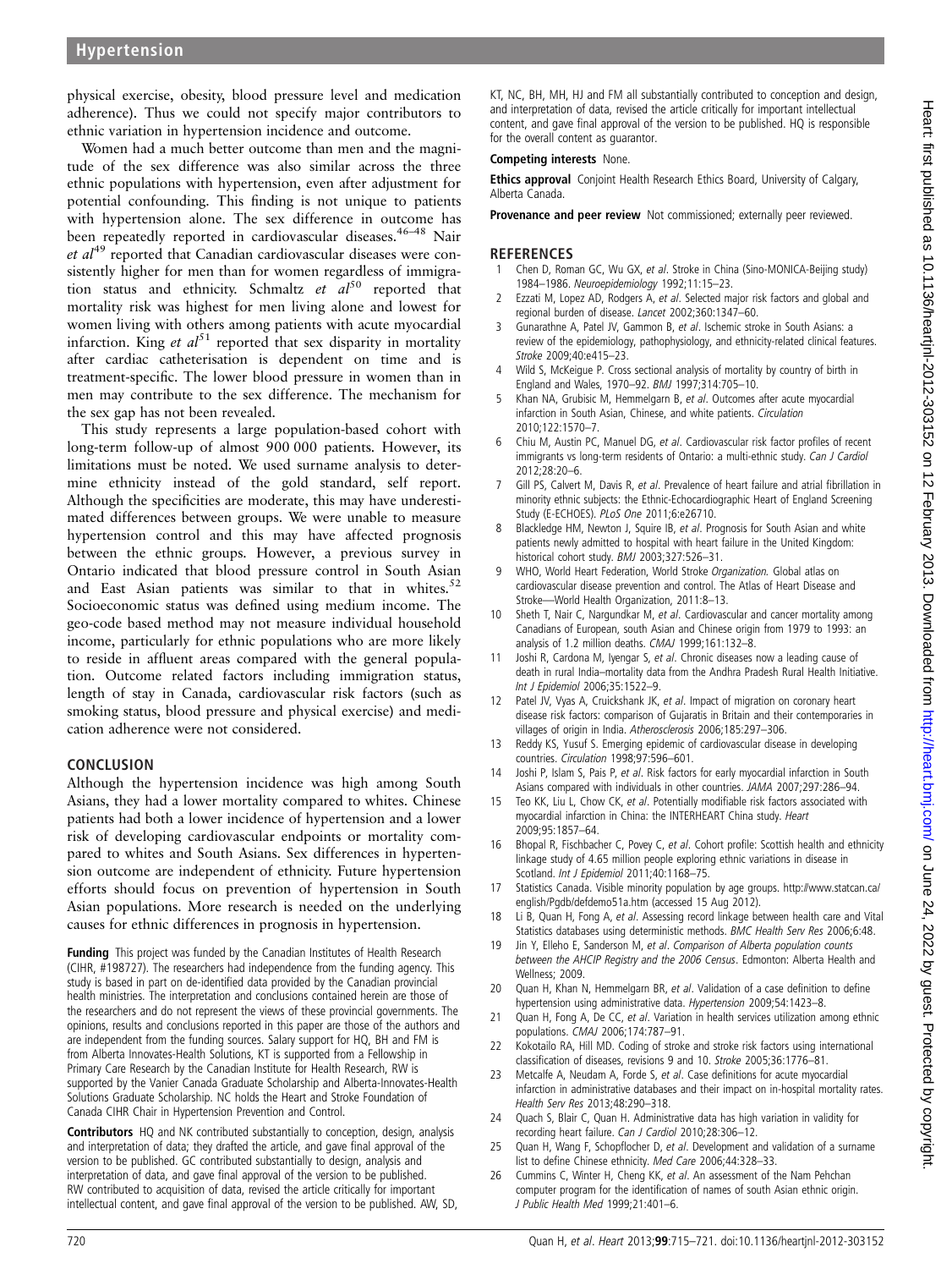physical exercise, obesity, blood pressure level and medication adherence). Thus we could not specify major contributors to ethnic variation in hypertension incidence and outcome.

Women had a much better outcome than men and the magnitude of the sex difference was also similar across the three ethnic populations with hypertension, even after adjustment for potential confounding. This finding is not unique to patients with hypertension alone. The sex difference in outcome has been repeatedly reported in cardiovascular diseases.[46–48] Nair *et al*[49] reported that Canadian cardiovascular diseases were consistently higher for men than for women regardless of immigration status and ethnicity. Schmaltz *et al*[50] reported that mortality risk was highest for men living alone and lowest for women living with others among patients with acute myocardial infarction. King *et al*[51] reported that sex disparity in mortality after cardiac catheterisation is dependent on time and is treatment-specific. The lower blood pressure in women than in men may contribute to the sex difference. The mechanism for the sex gap has not been revealed.

This study represents a large population-based cohort with long-term follow-up of almost 900 000 patients. However, its limitations must be noted. We used surname analysis to determine ethnicity instead of the gold standard, self report. Although the specificities are moderate, this may have underestimated differences between groups. We were unable to measure hypertension control and this may have affected prognosis between the ethnic groups. However, a previous survey in Ontario indicated that blood pressure control in South Asian and East Asian patients was similar to that in whites.[52] Socioeconomic status was defined using medium income. The geo-code based method may not measure individual household income, particularly for ethnic populations who are more likely to reside in affluent areas compared with the general population. Outcome related factors including immigration status, length of stay in Canada, cardiovascular risk factors (such as smoking status, blood pressure and physical exercise) and medication adherence were not considered.

## CONCLUSION

Although the hypertension incidence was high among South Asians, they had a lower mortality compared to whites. Chinese patients had both a lower incidence of hypertension and a lower risk of developing cardiovascular endpoints or mortality compared to whites and South Asians. Sex differences in hypertension outcome are independent of ethnicity. Future hypertension efforts should focus on prevention of hypertension in South Asian populations. More research is needed on the underlying causes for ethnic differences in prognosis in hypertension.

**Funding** This project was funded by the Canadian Institutes of Health Research (CIHR, #198727). The researchers had independence from the funding agency. This study is based in part on de-identified data provided by the Canadian provincial health ministries. The interpretation and conclusions contained herein are those of the researchers and do not represent the views of these provincial governments. The opinions, results and conclusions reported in this paper are those of the authors and are independent from the funding sources. Salary support for HQ, BH and FM is from Alberta Innovates-Health Solutions, KT is supported from a Fellowship in Primary Care Research by the Canadian Institute for Health Research, RW is supported by the Vanier Canada Graduate Scholarship and Alberta-Innovates-Health Solutions Graduate Scholarship. NC holds the Heart and Stroke Foundation of Canada CIHR Chair in Hypertension Prevention and Control.

**Contributors** HQ and NK contributed substantially to conception, design, analysis and interpretation of data; they drafted the article, and gave final approval of the version to be published. GC contributed substantially to design, analysis and interpretation of data, and gave final approval of the version to be published. RW contributed to acquisition of data, revised the article critically for important intellectual content, and gave final approval of the version to be published. AW, SD, KT, NC, BH, MH, HJ and FM all substantially contributed to conception and design, and interpretation of data, revised the article critically for important intellectual content, and gave final approval of the version to be published. HQ is responsible for the overall content as guarantor.

**Competing interests** None.

**Ethics approval** Conjoint Health Research Ethics Board, University of Calgary, Alberta Canada.

**Provenance and peer review** Not commissioned; externally peer reviewed.

## REFERENCES

1. Chen D, Roman GC, Wu GX, *et al*. Stroke in China (Sino-MONICA-Beijing study) 1984–1986. *Neuroepidemiology* 1992;11:15–23.
2. Ezzati M, Lopez AD, Rodgers A, *et al*. Selected major risk factors and global and regional burden of disease. *Lancet* 2002;360:1347–60.
3. Gunarathne A, Patel JV, Gammon B, *et al*. Ischemic stroke in South Asians: a review of the epidemiology, pathophysiology, and ethnicity-related clinical features. *Stroke* 2009;40:e415–23.
4. Wild S, McKeigue P. Cross sectional analysis of mortality by country of birth in England and Wales, 1970–92. *BMJ* 1997;314:705–10.
5. Khan NA, Grubisic M, Hemmelgarn B, *et al*. Outcomes after acute myocardial infarction in South Asian, Chinese, and white patients. *Circulation* 2010;122:1570–7.
6. Chiu M, Austin PC, Manuel DG, *et al*. Cardiovascular risk factor profiles of recent immigrants vs long-term residents of Ontario: a multi-ethnic study. *Can J Cardiol* 2012;28:20–6.
7. Gill PS, Calvert M, Davis R, *et al*. Prevalence of heart failure and atrial fibrillation in minority ethnic subjects: the Ethnic-Echocardiographic Heart of England Screening Study (E-ECHOES). *PLoS One* 2011;6:e26710.
8. Blackledge HM, Newton J, Squire IB, *et al*. Prognosis for South Asian and white patients newly admitted to hospital with heart failure in the United Kingdom: historical cohort study. *BMJ* 2003;327:526–31.
9. WHO, World Heart Federation, World Stroke *Organization*. Global atlas on cardiovascular disease prevention and control. The Atlas of Heart Disease and Stroke—World Health Organization, 2011:8–13.
10. Sheth T, Nair C, Nargundkar M, *et al*. Cardiovascular and cancer mortality among Canadians of European, south Asian and Chinese origin from 1979 to 1993: an analysis of 1.2 million deaths. *CMAJ* 1999;161:132–8.
11. Joshi R, Cardona M, Iyengar S, *et al*. Chronic diseases now a leading cause of death in rural India–mortality data from the Andhra Pradesh Rural Health Initiative. *Int J Epidemiol* 2006;35:1522–9.
12. Patel JV, Vyas A, Cruickshank JK, *et al*. Impact of migration on coronary heart disease risk factors: comparison of Gujaratis in Britain and their contemporaries in villages of origin in India. *Atherosclerosis* 2006;185:297–306.
13. Reddy KS, Yusuf S. Emerging epidemic of cardiovascular disease in developing countries. *Circulation* 1998;97:596–601.
14. Joshi P, Islam S, Pais P, *et al*. Risk factors for early myocardial infarction in South Asians compared with individuals in other countries. *JAMA* 2007;297:286–94.
15. Teo KK, Liu L, Chow CK, *et al*. Potentially modifiable risk factors associated with myocardial infarction in China: the INTERHEART China study. *Heart* 2009;95:1857–64.
16. Bhopal R, Fischbacher C, Povey C, *et al*. Cohort profile: Scottish health and ethnicity linkage study of 4.65 million people exploring ethnic variations in disease in Scotland. *Int J Epidemiol* 2011;40:1168–75.
17. Statistics Canada. Visible minority population by age groups. http://www.statcan.ca/english/Pgdb/defdemo51a.htm (accessed 15 Aug 2012).
18. Li B, Quan H, Fong A, *et al*. Assessing record linkage between health care and Vital Statistics databases using deterministic methods. *BMC Health Serv Res* 2006;6:48.
19. Jin Y, Elleho E, Sanderson M, *et al*. *Comparison of Alberta population counts between the AHCIP Registry and the 2006 Census*. Edmonton: Alberta Health and Wellness; 2009.
20. Quan H, Khan N, Hemmelgarn BR, *et al*. Validation of a case definition to define hypertension using administrative data. *Hypertension* 2009;54:1423–8.
21. Quan H, Fong A, De CC, *et al*. Variation in health services utilization among ethnic populations. *CMAJ* 2006;174:787–91.
22. Kokotailo RA, Hill MD. Coding of stroke and stroke risk factors using international classification of diseases, revisions 9 and 10. *Stroke* 2005;36:1776–81.
23. Metcalfe A, Neudam A, Forde S, *et al*. Case definitions for acute myocardial infarction in administrative databases and their impact on in-hospital mortality rates. *Health Serv Res* 2013;48:290–318.
24. Quach S, Blair C, Quan H. Administrative data has high variation in validity for recording heart failure. *Can J Cardiol* 2010;28:306–12.
25. Quan H, Wang F, Schopflocher D, *et al*. Development and validation of a surname list to define Chinese ethnicity. *Med Care* 2006;44:328–33.
26. Cummins C, Winter H, Cheng KK, *et al*. An assessment of the Nam Pehchan computer program for the identification of names of south Asian ethnic origin. *J Public Health Med* 1999;21:401–6.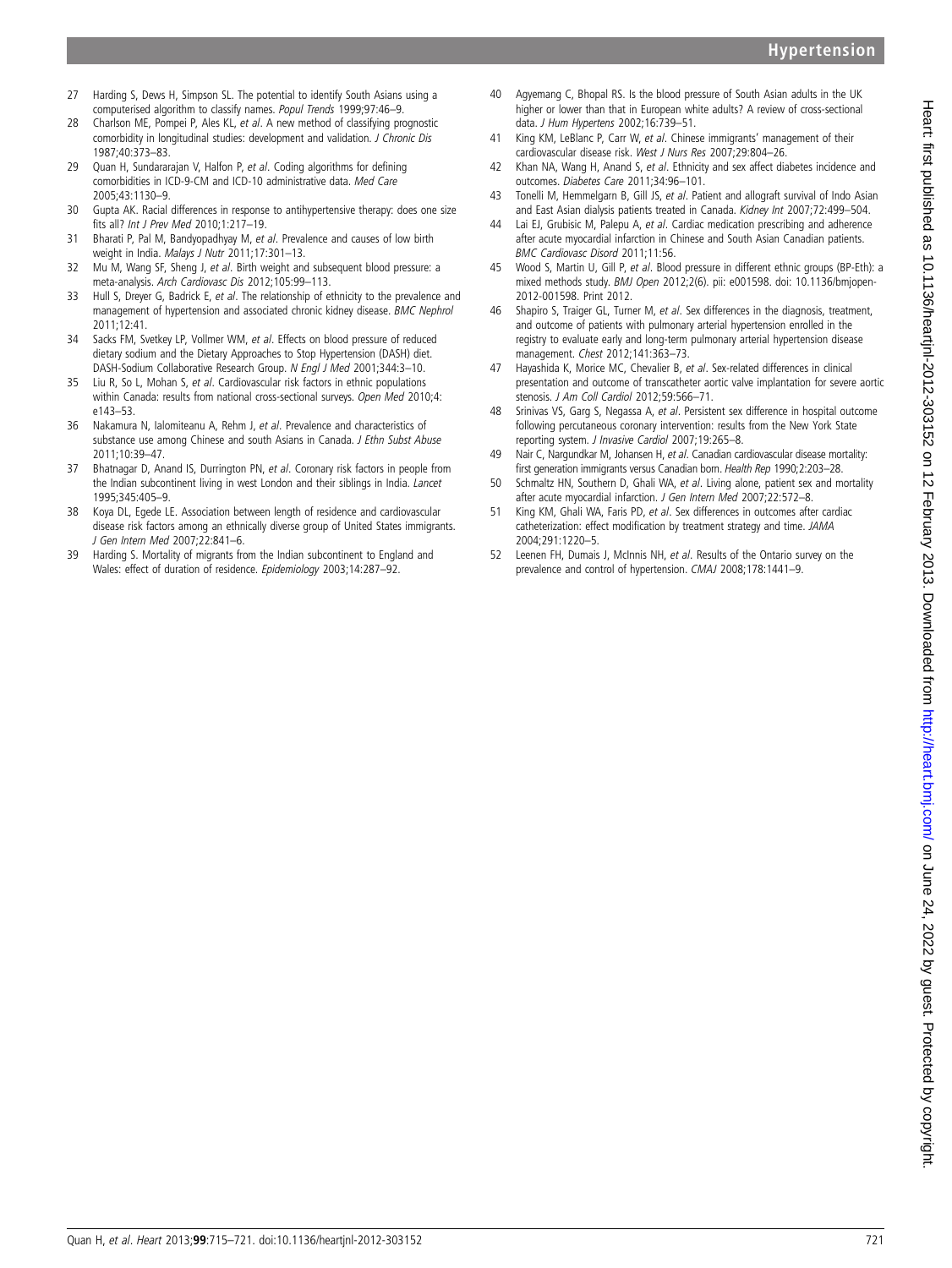27 Harding S, Dews H, Simpson SL. The potential to identify South Asians using a computerised algorithm to classify names. *Popul Trends* 1999;97:46–9.
28 Charlson ME, Pompei P, Ales KL, *et al*. A new method of classifying prognostic comorbidity in longitudinal studies: development and validation. *J Chronic Dis* 1987;40:373–83.
29 Quan H, Sundararajan V, Halfon P, *et al*. Coding algorithms for defining comorbidities in ICD-9-CM and ICD-10 administrative data. *Med Care* 2005;43:1130–9.
30 Gupta AK. Racial differences in response to antihypertensive therapy: does one size fits all? *Int J Prev Med* 2010;1:217–19.
31 Bharati P, Pal M, Bandyopadhyay M, *et al*. Prevalence and causes of low birth weight in India. *Malays J Nutr* 2011;17:301–13.
32 Mu M, Wang SF, Sheng J, *et al*. Birth weight and subsequent blood pressure: a meta-analysis. *Arch Cardiovasc Dis* 2012;105:99–113.
33 Hull S, Dreyer G, Badrick E, *et al*. The relationship of ethnicity to the prevalence and management of hypertension and associated chronic kidney disease. *BMC Nephrol* 2011;12:41.
34 Sacks FM, Svetkey LP, Vollmer WM, *et al*. Effects on blood pressure of reduced dietary sodium and the Dietary Approaches to Stop Hypertension (DASH) diet. DASH-Sodium Collaborative Research Group. *N Engl J Med* 2001;344:3–10.
35 Liu R, So L, Mohan S, *et al*. Cardiovascular risk factors in ethnic populations within Canada: results from national cross-sectional surveys. *Open Med* 2010;4:e143–53.
36 Nakamura N, Ialomiteanu A, Rehm J, *et al*. Prevalence and characteristics of substance use among Chinese and south Asians in Canada. *J Ethn Subst Abuse* 2011;10:39–47.
37 Bhatnagar D, Anand IS, Durrington PN, *et al*. Coronary risk factors in people from the Indian subcontinent living in west London and their siblings in India. *Lancet* 1995;345:405–9.
38 Koya DL, Egede LE. Association between length of residence and cardiovascular disease risk factors among an ethnically diverse group of United States immigrants. *J Gen Intern Med* 2007;22:841–6.
39 Harding S. Mortality of migrants from the Indian subcontinent to England and Wales: effect of duration of residence. *Epidemiology* 2003;14:287–92.
40 Agyemang C, Bhopal RS. Is the blood pressure of South Asian adults in the UK higher or lower than that in European white adults? A review of cross-sectional data. *J Hum Hypertens* 2002;16:739–51.
41 King KM, LeBlanc P, Carr W, *et al*. Chinese immigrants' management of their cardiovascular disease risk. *West J Nurs Res* 2007;29:804–26.
42 Khan NA, Wang H, Anand S, *et al*. Ethnicity and sex affect diabetes incidence and outcomes. *Diabetes Care* 2011;34:96–101.
43 Tonelli M, Hemmelgarn B, Gill JS, *et al*. Patient and allograft survival of Indo Asian and East Asian dialysis patients treated in Canada. *Kidney Int* 2007;72:499–504.
44 Lai EJ, Grubisic M, Palepu A, *et al*. Cardiac medication prescribing and adherence after acute myocardial infarction in Chinese and South Asian Canadian patients. *BMC Cardiovasc Disord* 2011;11:56.
45 Wood S, Martin U, Gill P, *et al*. Blood pressure in different ethnic groups (BP-Eth): a mixed methods study. *BMJ Open* 2012;2(6). pii: e001598. doi: 10.1136/bmjopen-2012-001598. Print 2012.
46 Shapiro S, Traiger GL, Turner M, *et al*. Sex differences in the diagnosis, treatment, and outcome of patients with pulmonary arterial hypertension enrolled in the registry to evaluate early and long-term pulmonary arterial hypertension disease management. *Chest* 2012;141:363–73.
47 Hayashida K, Morice MC, Chevalier B, *et al*. Sex-related differences in clinical presentation and outcome of transcatheter aortic valve implantation for severe aortic stenosis. *J Am Coll Cardiol* 2012;59:566–71.
48 Srinivas VS, Garg S, Negassa A, *et al*. Persistent sex difference in hospital outcome following percutaneous coronary intervention: results from the New York State reporting system. *J Invasive Cardiol* 2007;19:265–8.
49 Nair C, Nargundkar M, Johansen H, *et al*. Canadian cardiovascular disease mortality: first generation immigrants versus Canadian born. *Health Rep* 1990;2:203–28.
50 Schmaltz HN, Southern D, Ghali WA, *et al*. Living alone, patient sex and mortality after acute myocardial infarction. *J Gen Intern Med* 2007;22:572–8.
51 King KM, Ghali WA, Faris PD, *et al*. Sex differences in outcomes after cardiac catheterization: effect modification by treatment strategy and time. *JAMA* 2004;291:1220–5.
52 Leenen FH, Dumais J, McInnis NH, *et al*. Results of the Ontario survey on the prevalence and control of hypertension. *CMAJ* 2008;178:1441–9.